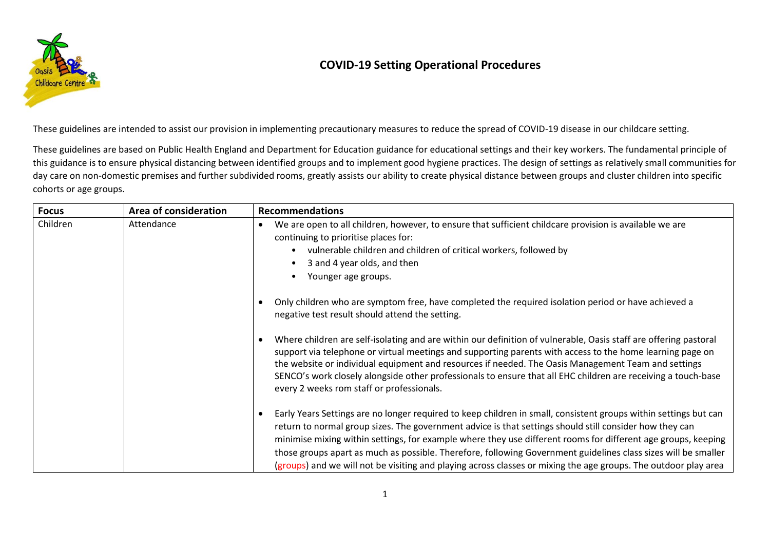# COVID-19 Setting Operational Procedures

These guidelines are intended to assist our provision in implementing precautionary measures to reduce the spread of COVID-19 disease in our childcare setting.

These guidelines are based on Public Health England and Department for Education guidance for educational settings and their key workers. The fundamental principle of this guidance is to ensure physical distancing between identified groups and to implement good hygiene practices. The design of settings as relatively small communities for day care on non-domestic premises and further subdivided rooms, greatly assists our ability to create physical distance between groups and cluster children into specific cohorts or age groups.

| Focus | Area of consideration | Recommendations |
| --- | --- | --- |
| Children | Attendance | • We are open to all children, however, to ensure that sufficient childcare provision is available we are continuing to prioritise places for:<br>&nbsp;&nbsp;&nbsp;&nbsp;• vulnerable children and children of critical workers, followed by<br>&nbsp;&nbsp;&nbsp;&nbsp;• 3 and 4 year olds, and then<br>&nbsp;&nbsp;&nbsp;&nbsp;• Younger age groups.<br><br>• Only children who are symptom free, have completed the required isolation period or have achieved a negative test result should attend the setting.<br><br>• Where children are self-isolating and are within our definition of vulnerable, Oasis staff are offering pastoral support via telephone or virtual meetings and supporting parents with access to the home learning page on the website or individual equipment and resources if needed. The Oasis Management Team and settings SENCO's work closely alongside other professionals to ensure that all EHC children are receiving a touch-base every 2 weeks rom staff or professionals.<br><br>• Early Years Settings are no longer required to keep children in small, consistent groups within settings but can return to normal group sizes. The government advice is that settings should still consider how they can minimise mixing within settings, for example where they use different rooms for different age groups, keeping those groups apart as much as possible. Therefore, following Government guidelines class sizes will be smaller (groups) and we will not be visiting and playing across classes or mixing the age groups. The outdoor play area |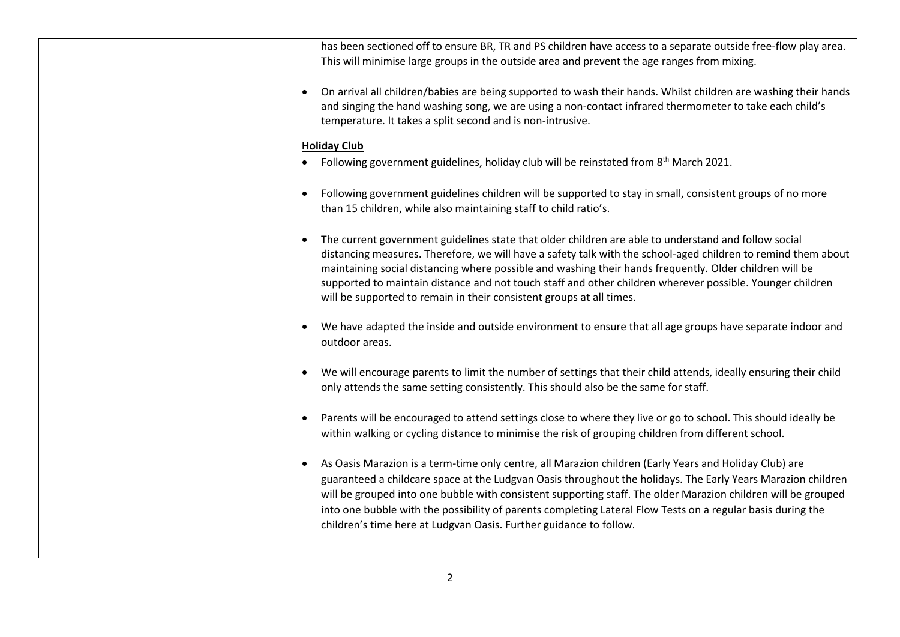| | | has been sectioned off to ensure BR, TR and PS children have access to a separate outside free-flow play area. This will minimise large groups in the outside area and prevent the age ranges from mixing.<br><br>• On arrival all children/babies are being supported to wash their hands. Whilst children are washing their hands and singing the hand washing song, we are using a non-contact infrared thermometer to take each child's temperature. It takes a split second and is non-intrusive.<br><br>**Holiday Club**<br>• Following government guidelines, holiday club will be reinstated from 8th March 2021.<br><br>• Following government guidelines children will be supported to stay in small, consistent groups of no more than 15 children, while also maintaining staff to child ratio's.<br><br>• The current government guidelines state that older children are able to understand and follow social distancing measures. Therefore, we will have a safety talk with the school-aged children to remind them about maintaining social distancing where possible and washing their hands frequently. Older children will be supported to maintain distance and not touch staff and other children wherever possible. Younger children will be supported to remain in their consistent groups at all times.<br><br>• We have adapted the inside and outside environment to ensure that all age groups have separate indoor and outdoor areas.<br><br>• We will encourage parents to limit the number of settings that their child attends, ideally ensuring their child only attends the same setting consistently. This should also be the same for staff.<br><br>• Parents will be encouraged to attend settings close to where they live or go to school. This should ideally be within walking or cycling distance to minimise the risk of grouping children from different school.<br><br>• As Oasis Marazion is a term-time only centre, all Marazion children (Early Years and Holiday Club) are guaranteed a childcare space at the Ludgvan Oasis throughout the holidays. The Early Years Marazion children will be grouped into one bubble with consistent supporting staff. The older Marazion children will be grouped into one bubble with the possibility of parents completing Lateral Flow Tests on a regular basis during the children's time here at Ludgvan Oasis. Further guidance to follow. |
|---|---|---|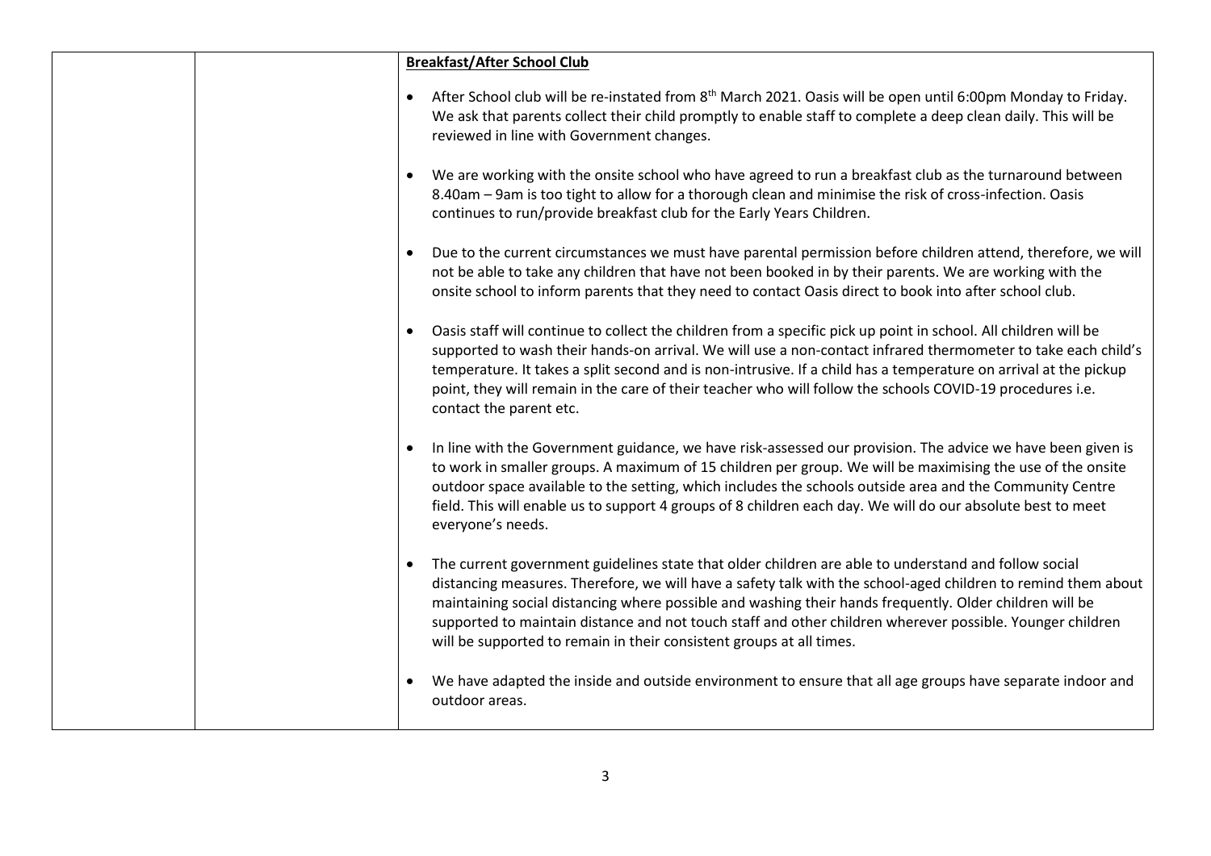**Breakfast/After School Club**

- After School club will be re-instated from 8th March 2021. Oasis will be open until 6:00pm Monday to Friday. We ask that parents collect their child promptly to enable staff to complete a deep clean daily. This will be reviewed in line with Government changes.

- We are working with the onsite school who have agreed to run a breakfast club as the turnaround between 8.40am – 9am is too tight to allow for a thorough clean and minimise the risk of cross-infection. Oasis continues to run/provide breakfast club for the Early Years Children.

- Due to the current circumstances we must have parental permission before children attend, therefore, we will not be able to take any children that have not been booked in by their parents. We are working with the onsite school to inform parents that they need to contact Oasis direct to book into after school club.

- Oasis staff will continue to collect the children from a specific pick up point in school. All children will be supported to wash their hands-on arrival. We will use a non-contact infrared thermometer to take each child's temperature. It takes a split second and is non-intrusive. If a child has a temperature on arrival at the pickup point, they will remain in the care of their teacher who will follow the schools COVID-19 procedures i.e. contact the parent etc.

- In line with the Government guidance, we have risk-assessed our provision. The advice we have been given is to work in smaller groups. A maximum of 15 children per group. We will be maximising the use of the onsite outdoor space available to the setting, which includes the schools outside area and the Community Centre field. This will enable us to support 4 groups of 8 children each day. We will do our absolute best to meet everyone's needs.

- The current government guidelines state that older children are able to understand and follow social distancing measures. Therefore, we will have a safety talk with the school-aged children to remind them about maintaining social distancing where possible and washing their hands frequently. Older children will be supported to maintain distance and not touch staff and other children wherever possible. Younger children will be supported to remain in their consistent groups at all times.

- We have adapted the inside and outside environment to ensure that all age groups have separate indoor and outdoor areas.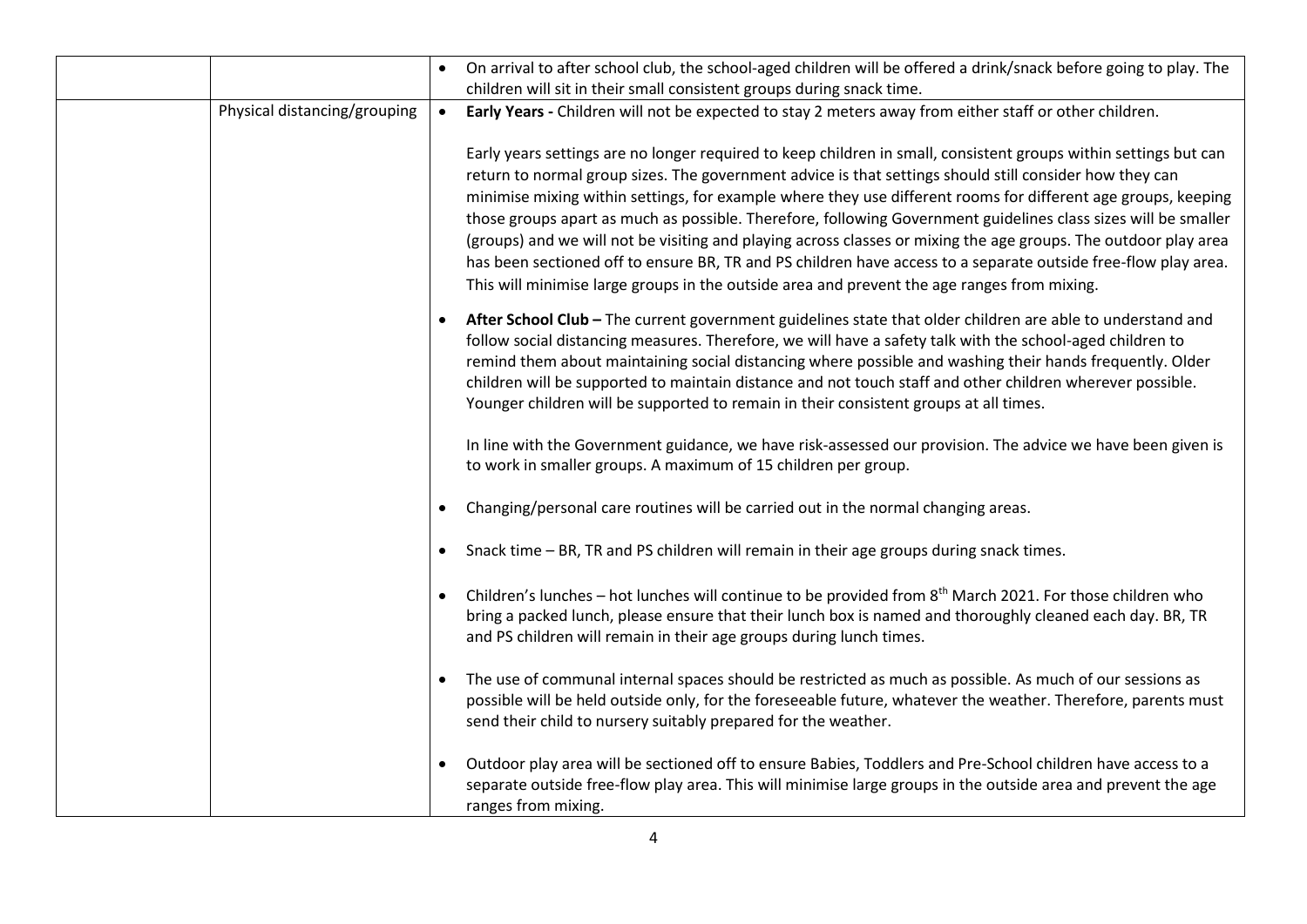| | | |
|---|---|---|
| | | • On arrival to after school club, the school-aged children will be offered a drink/snack before going to play. The children will sit in their small consistent groups during snack time. |
| | Physical distancing/grouping | • **Early Years -** Children will not be expected to stay 2 meters away from either staff or other children.<br><br>Early years settings are no longer required to keep children in small, consistent groups within settings but can return to normal group sizes. The government advice is that settings should still consider how they can minimise mixing within settings, for example where they use different rooms for different age groups, keeping those groups apart as much as possible. Therefore, following Government guidelines class sizes will be smaller (groups) and we will not be visiting and playing across classes or mixing the age groups. The outdoor play area has been sectioned off to ensure BR, TR and PS children have access to a separate outside free-flow play area. This will minimise large groups in the outside area and prevent the age ranges from mixing.<br><br>• **After School Club –** The current government guidelines state that older children are able to understand and follow social distancing measures. Therefore, we will have a safety talk with the school-aged children to remind them about maintaining social distancing where possible and washing their hands frequently. Older children will be supported to maintain distance and not touch staff and other children wherever possible. Younger children will be supported to remain in their consistent groups at all times.<br><br>In line with the Government guidance, we have risk-assessed our provision. The advice we have been given is to work in smaller groups. A maximum of 15 children per group.<br><br>• Changing/personal care routines will be carried out in the normal changing areas.<br><br>• Snack time – BR, TR and PS children will remain in their age groups during snack times.<br><br>• Children's lunches – hot lunches will continue to be provided from 8th March 2021. For those children who bring a packed lunch, please ensure that their lunch box is named and thoroughly cleaned each day. BR, TR and PS children will remain in their age groups during lunch times.<br><br>• The use of communal internal spaces should be restricted as much as possible. As much of our sessions as possible will be held outside only, for the foreseeable future, whatever the weather. Therefore, parents must send their child to nursery suitably prepared for the weather.<br><br>• Outdoor play area will be sectioned off to ensure Babies, Toddlers and Pre-School children have access to a separate outside free-flow play area. This will minimise large groups in the outside area and prevent the age ranges from mixing. |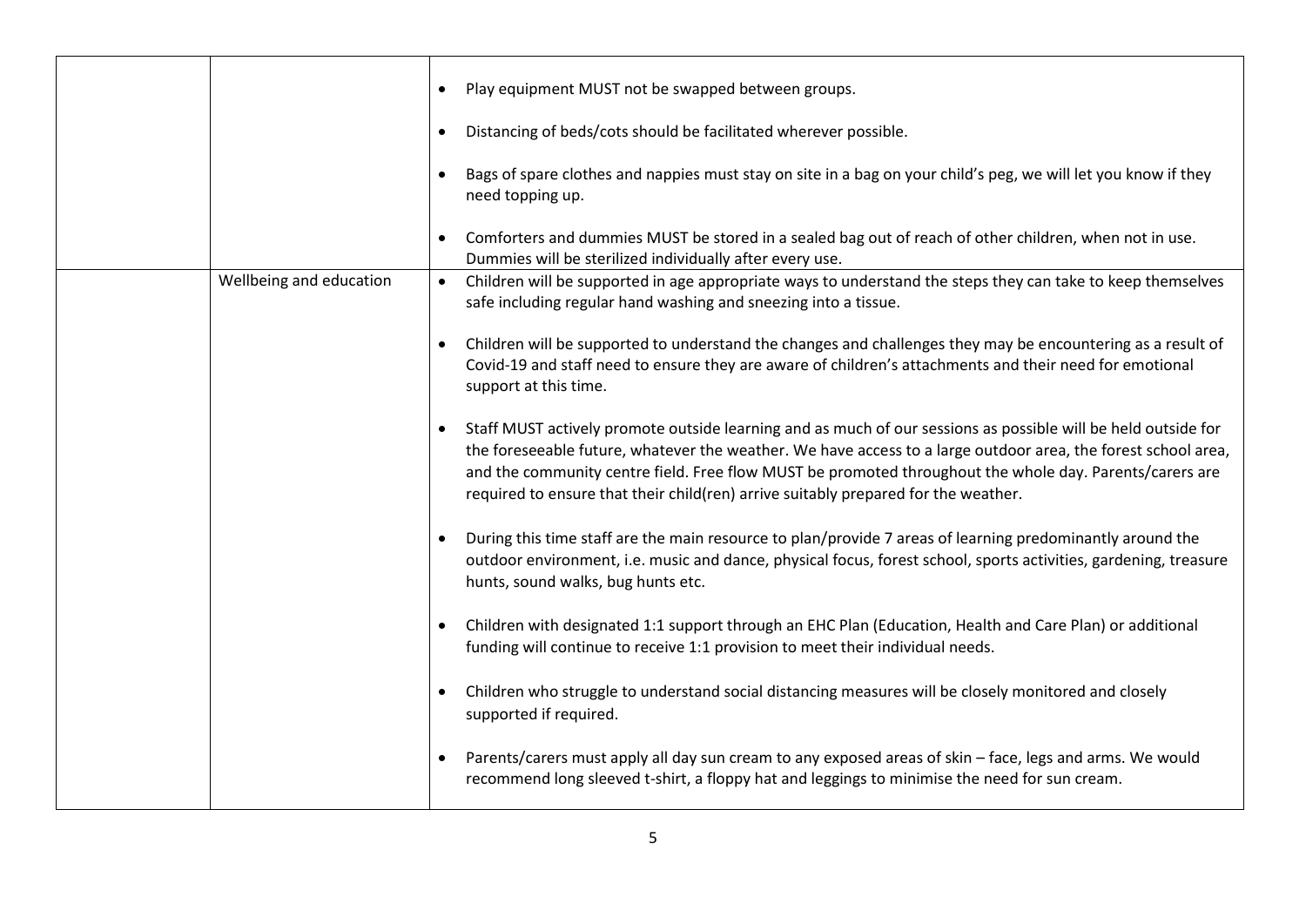| | | |
|---|---|---|
| | | • Play equipment MUST not be swapped between groups.<br><br>• Distancing of beds/cots should be facilitated wherever possible.<br><br>• Bags of spare clothes and nappies must stay on site in a bag on your child's peg, we will let you know if they need topping up.<br><br>• Comforters and dummies MUST be stored in a sealed bag out of reach of other children, when not in use. Dummies will be sterilized individually after every use. |
| | Wellbeing and education | • Children will be supported in age appropriate ways to understand the steps they can take to keep themselves safe including regular hand washing and sneezing into a tissue.<br><br>• Children will be supported to understand the changes and challenges they may be encountering as a result of Covid-19 and staff need to ensure they are aware of children's attachments and their need for emotional support at this time.<br><br>• Staff MUST actively promote outside learning and as much of our sessions as possible will be held outside for the foreseeable future, whatever the weather. We have access to a large outdoor area, the forest school area, and the community centre field. Free flow MUST be promoted throughout the whole day. Parents/carers are required to ensure that their child(ren) arrive suitably prepared for the weather.<br><br>• During this time staff are the main resource to plan/provide 7 areas of learning predominantly around the outdoor environment, i.e. music and dance, physical focus, forest school, sports activities, gardening, treasure hunts, sound walks, bug hunts etc.<br><br>• Children with designated 1:1 support through an EHC Plan (Education, Health and Care Plan) or additional funding will continue to receive 1:1 provision to meet their individual needs.<br><br>• Children who struggle to understand social distancing measures will be closely monitored and closely supported if required.<br><br>• Parents/carers must apply all day sun cream to any exposed areas of skin – face, legs and arms. We would recommend long sleeved t-shirt, a floppy hat and leggings to minimise the need for sun cream. |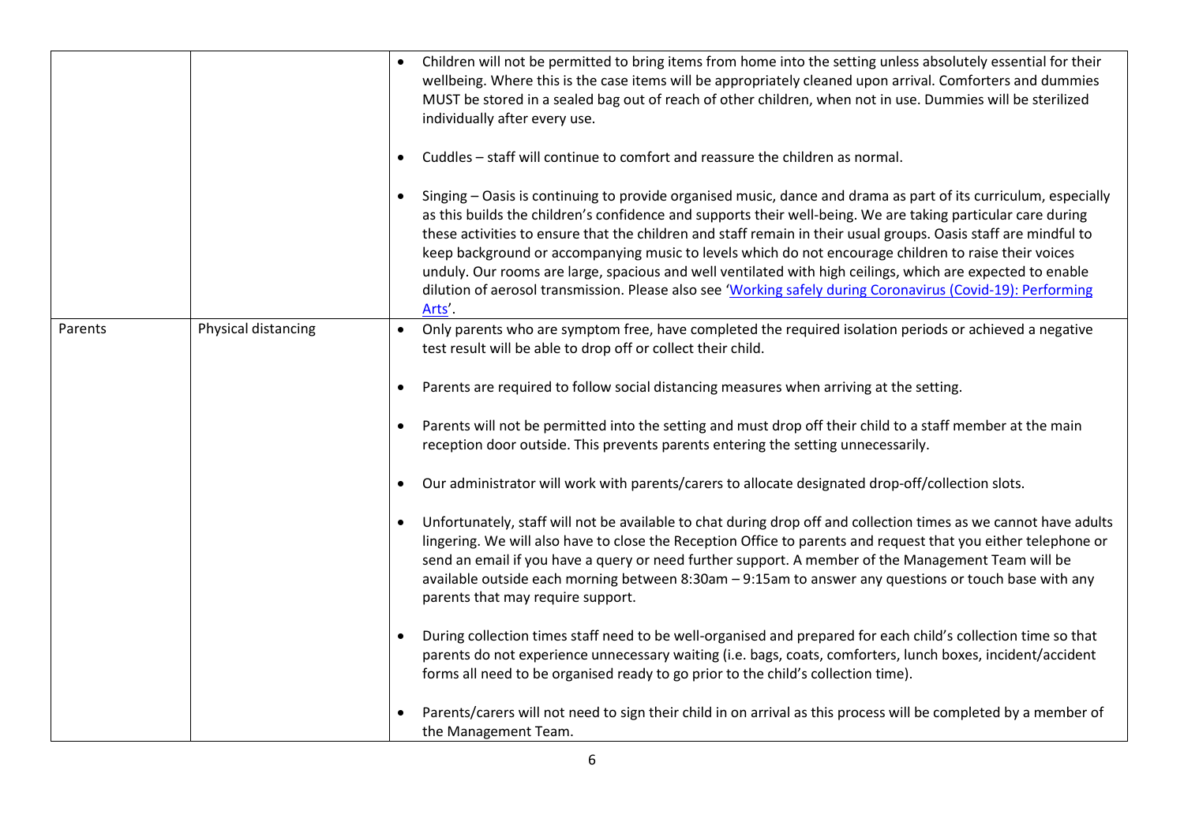| | | |
|---|---|---|
| | | • Children will not be permitted to bring items from home into the setting unless absolutely essential for their wellbeing. Where this is the case items will be appropriately cleaned upon arrival. Comforters and dummies MUST be stored in a sealed bag out of reach of other children, when not in use. Dummies will be sterilized individually after every use.<br><br>• Cuddles – staff will continue to comfort and reassure the children as normal.<br><br>• Singing – Oasis is continuing to provide organised music, dance and drama as part of its curriculum, especially as this builds the children's confidence and supports their well-being. We are taking particular care during these activities to ensure that the children and staff remain in their usual groups. Oasis staff are mindful to keep background or accompanying music to levels which do not encourage children to raise their voices unduly. Our rooms are large, spacious and well ventilated with high ceilings, which are expected to enable dilution of aerosol transmission. Please also see 'Working safely during Coronavirus (Covid-19): Performing Arts'. |
| Parents | Physical distancing | • Only parents who are symptom free, have completed the required isolation periods or achieved a negative test result will be able to drop off or collect their child.<br><br>• Parents are required to follow social distancing measures when arriving at the setting.<br><br>• Parents will not be permitted into the setting and must drop off their child to a staff member at the main reception door outside. This prevents parents entering the setting unnecessarily.<br><br>• Our administrator will work with parents/carers to allocate designated drop-off/collection slots.<br><br>• Unfortunately, staff will not be available to chat during drop off and collection times as we cannot have adults lingering. We will also have to close the Reception Office to parents and request that you either telephone or send an email if you have a query or need further support. A member of the Management Team will be available outside each morning between 8:30am – 9:15am to answer any questions or touch base with any parents that may require support.<br><br>• During collection times staff need to be well-organised and prepared for each child's collection time so that parents do not experience unnecessary waiting (i.e. bags, coats, comforters, lunch boxes, incident/accident forms all need to be organised ready to go prior to the child's collection time).<br><br>• Parents/carers will not need to sign their child in on arrival as this process will be completed by a member of the Management Team. |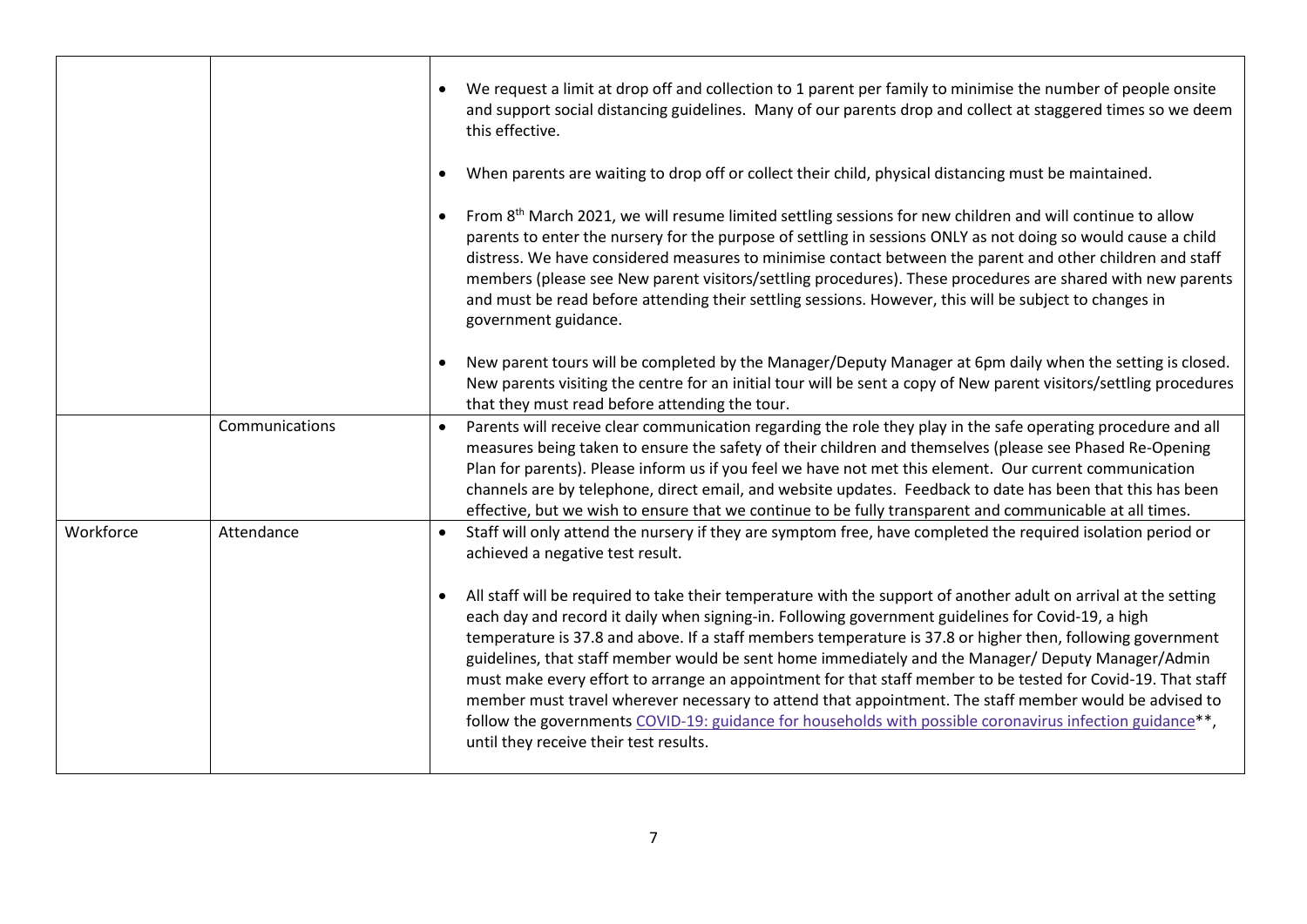| | | |
|---|---|---|
| | | • We request a limit at drop off and collection to 1 parent per family to minimise the number of people onsite and support social distancing guidelines. Many of our parents drop and collect at staggered times so we deem this effective.<br><br>• When parents are waiting to drop off or collect their child, physical distancing must be maintained.<br><br>• From 8th March 2021, we will resume limited settling sessions for new children and will continue to allow parents to enter the nursery for the purpose of settling in sessions ONLY as not doing so would cause a child distress. We have considered measures to minimise contact between the parent and other children and staff members (please see New parent visitors/settling procedures). These procedures are shared with new parents and must be read before attending their settling sessions. However, this will be subject to changes in government guidance.<br><br>• New parent tours will be completed by the Manager/Deputy Manager at 6pm daily when the setting is closed. New parents visiting the centre for an initial tour will be sent a copy of New parent visitors/settling procedures that they must read before attending the tour. |
| | Communications | • Parents will receive clear communication regarding the role they play in the safe operating procedure and all measures being taken to ensure the safety of their children and themselves (please see Phased Re-Opening Plan for parents). Please inform us if you feel we have not met this element. Our current communication channels are by telephone, direct email, and website updates. Feedback to date has been that this has been effective, but we wish to ensure that we continue to be fully transparent and communicable at all times. |
| Workforce | Attendance | • Staff will only attend the nursery if they are symptom free, have completed the required isolation period or achieved a negative test result.<br><br>• All staff will be required to take their temperature with the support of another adult on arrival at the setting each day and record it daily when signing-in. Following government guidelines for Covid-19, a high temperature is 37.8 and above. If a staff members temperature is 37.8 or higher then, following government guidelines, that staff member would be sent home immediately and the Manager/ Deputy Manager/Admin must make every effort to arrange an appointment for that staff member to be tested for Covid-19. That staff member must travel wherever necessary to attend that appointment. The staff member would be advised to follow the governments COVID-19: guidance for households with possible coronavirus infection guidance**, until they receive their test results. |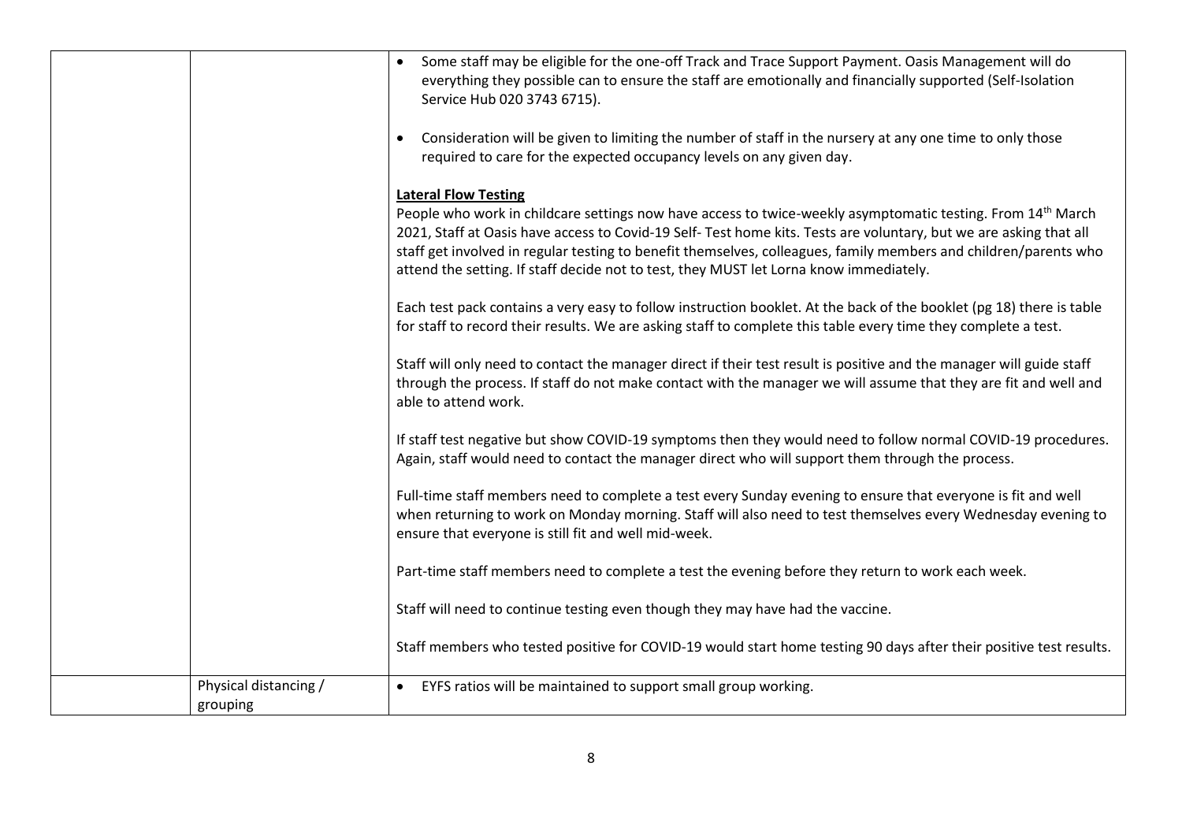| | | |
|---|---|---|
| | | • Some staff may be eligible for the one-off Track and Trace Support Payment. Oasis Management will do everything they possible can to ensure the staff are emotionally and financially supported (Self-Isolation Service Hub 020 3743 6715).<br><br>• Consideration will be given to limiting the number of staff in the nursery at any one time to only those required to care for the expected occupancy levels on any given day.<br><br>**Lateral Flow Testing**<br>People who work in childcare settings now have access to twice-weekly asymptomatic testing. From 14th March 2021, Staff at Oasis have access to Covid-19 Self- Test home kits. Tests are voluntary, but we are asking that all staff get involved in regular testing to benefit themselves, colleagues, family members and children/parents who attend the setting. If staff decide not to test, they MUST let Lorna know immediately.<br><br>Each test pack contains a very easy to follow instruction booklet. At the back of the booklet (pg 18) there is table for staff to record their results. We are asking staff to complete this table every time they complete a test.<br><br>Staff will only need to contact the manager direct if their test result is positive and the manager will guide staff through the process. If staff do not make contact with the manager we will assume that they are fit and well and able to attend work.<br><br>If staff test negative but show COVID-19 symptoms then they would need to follow normal COVID-19 procedures. Again, staff would need to contact the manager direct who will support them through the process.<br><br>Full-time staff members need to complete a test every Sunday evening to ensure that everyone is fit and well when returning to work on Monday morning. Staff will also need to test themselves every Wednesday evening to ensure that everyone is still fit and well mid-week.<br><br>Part-time staff members need to complete a test the evening before they return to work each week.<br><br>Staff will need to continue testing even though they may have had the vaccine.<br><br>Staff members who tested positive for COVID-19 would start home testing 90 days after their positive test results. |
| | Physical distancing / grouping | • EYFS ratios will be maintained to support small group working. |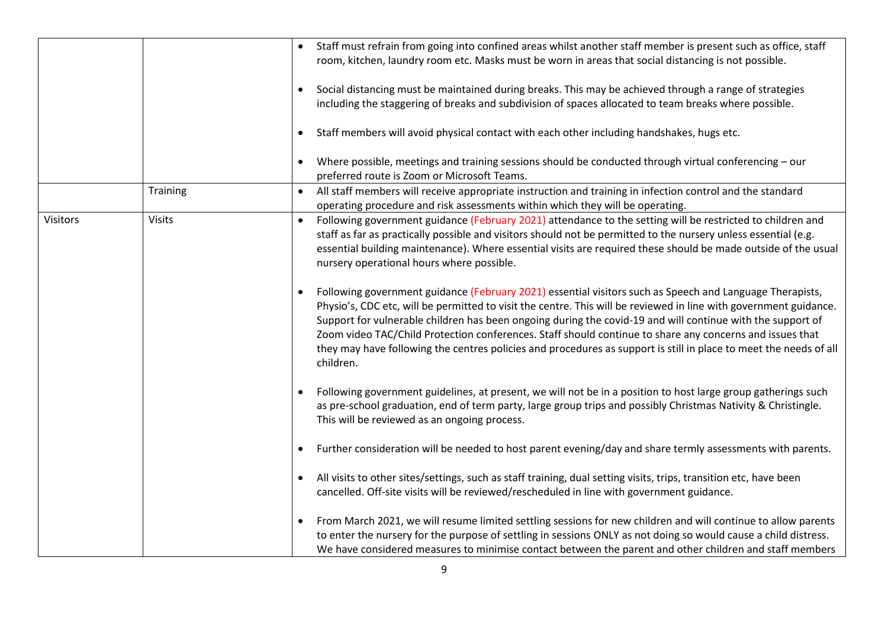| | | |
|---|---|---|
| | | • Staff must refrain from going into confined areas whilst another staff member is present such as office, staff room, kitchen, laundry room etc. Masks must be worn in areas that social distancing is not possible.<br><br>• Social distancing must be maintained during breaks. This may be achieved through a range of strategies including the staggering of breaks and subdivision of spaces allocated to team breaks where possible.<br><br>• Staff members will avoid physical contact with each other including handshakes, hugs etc.<br><br>• Where possible, meetings and training sessions should be conducted through virtual conferencing – our preferred route is Zoom or Microsoft Teams. |
| | Training | • All staff members will receive appropriate instruction and training in infection control and the standard operating procedure and risk assessments within which they will be operating. |
| Visitors | Visits | • Following government guidance (February 2021) attendance to the setting will be restricted to children and staff as far as practically possible and visitors should not be permitted to the nursery unless essential (e.g. essential building maintenance). Where essential visits are required these should be made outside of the usual nursery operational hours where possible.<br><br>• Following government guidance (February 2021) essential visitors such as Speech and Language Therapists, Physio's, CDC etc, will be permitted to visit the centre. This will be reviewed in line with government guidance. Support for vulnerable children has been ongoing during the covid-19 and will continue with the support of Zoom video TAC/Child Protection conferences. Staff should continue to share any concerns and issues that they may have following the centres policies and procedures as support is still in place to meet the needs of all children.<br><br>• Following government guidelines, at present, we will not be in a position to host large group gatherings such as pre-school graduation, end of term party, large group trips and possibly Christmas Nativity & Christingle. This will be reviewed as an ongoing process.<br><br>• Further consideration will be needed to host parent evening/day and share termly assessments with parents.<br><br>• All visits to other sites/settings, such as staff training, dual setting visits, trips, transition etc, have been cancelled. Off-site visits will be reviewed/rescheduled in line with government guidance.<br><br>• From March 2021, we will resume limited settling sessions for new children and will continue to allow parents to enter the nursery for the purpose of settling in sessions ONLY as not doing so would cause a child distress. We have considered measures to minimise contact between the parent and other children and staff members |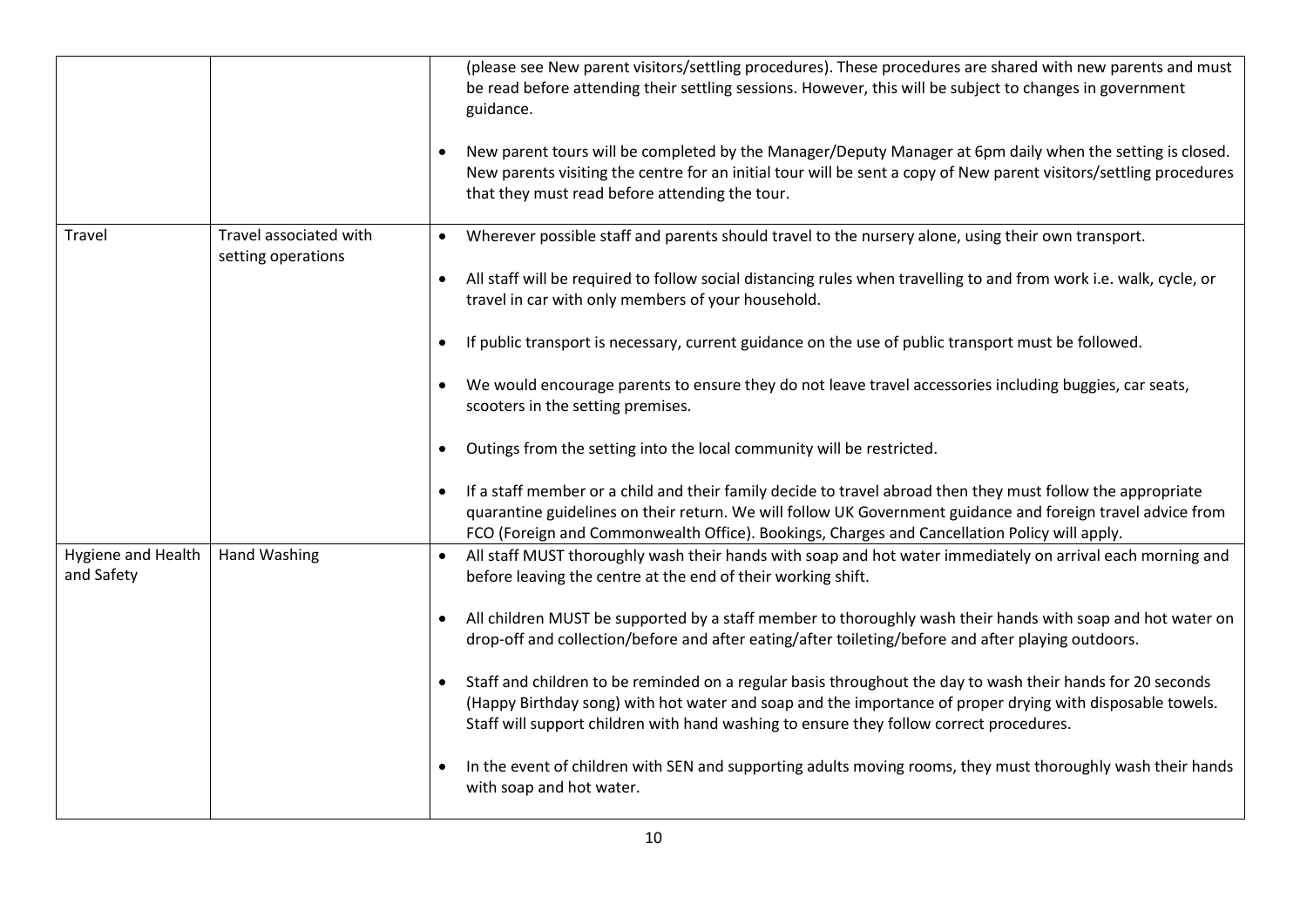| | | |
|---|---|---|
| | | (please see New parent visitors/settling procedures). These procedures are shared with new parents and must be read before attending their settling sessions. However, this will be subject to changes in government guidance.<br><br>• New parent tours will be completed by the Manager/Deputy Manager at 6pm daily when the setting is closed. New parents visiting the centre for an initial tour will be sent a copy of New parent visitors/settling procedures that they must read before attending the tour. |
| Travel | Travel associated with setting operations | • Wherever possible staff and parents should travel to the nursery alone, using their own transport.<br><br>• All staff will be required to follow social distancing rules when travelling to and from work i.e. walk, cycle, or travel in car with only members of your household.<br><br>• If public transport is necessary, current guidance on the use of public transport must be followed.<br><br>• We would encourage parents to ensure they do not leave travel accessories including buggies, car seats, scooters in the setting premises.<br><br>• Outings from the setting into the local community will be restricted.<br><br>• If a staff member or a child and their family decide to travel abroad then they must follow the appropriate quarantine guidelines on their return. We will follow UK Government guidance and foreign travel advice from FCO (Foreign and Commonwealth Office). Bookings, Charges and Cancellation Policy will apply. |
| Hygiene and Health and Safety | Hand Washing | • All staff MUST thoroughly wash their hands with soap and hot water immediately on arrival each morning and before leaving the centre at the end of their working shift.<br><br>• All children MUST be supported by a staff member to thoroughly wash their hands with soap and hot water on drop-off and collection/before and after eating/after toileting/before and after playing outdoors.<br><br>• Staff and children to be reminded on a regular basis throughout the day to wash their hands for 20 seconds (Happy Birthday song) with hot water and soap and the importance of proper drying with disposable towels. Staff will support children with hand washing to ensure they follow correct procedures.<br><br>• In the event of children with SEN and supporting adults moving rooms, they must thoroughly wash their hands with soap and hot water. |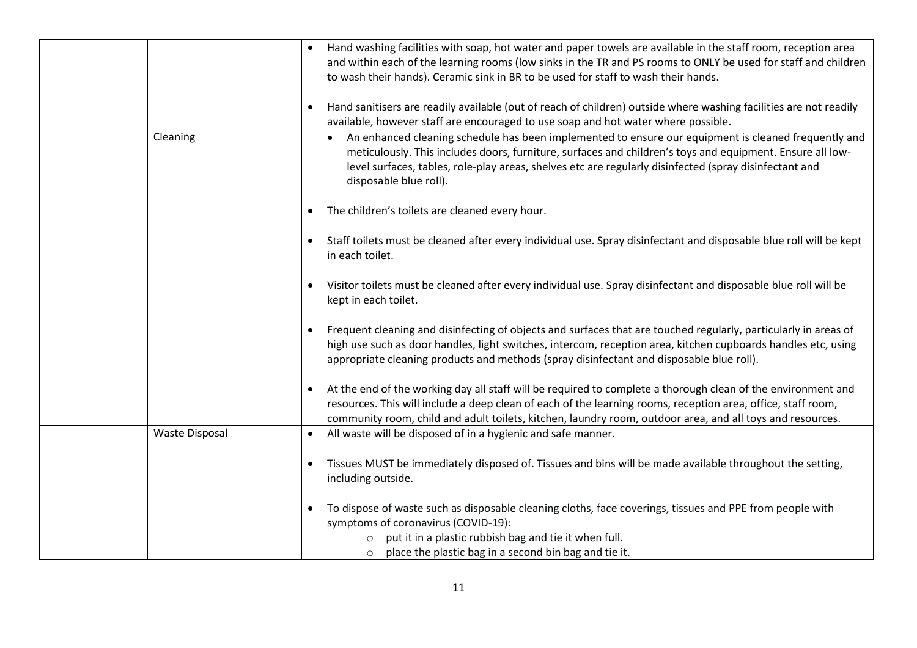| | | |
|---|---|---|
| | | • Hand washing facilities with soap, hot water and paper towels are available in the staff room, reception area and within each of the learning rooms (low sinks in the TR and PS rooms to ONLY be used for staff and children to wash their hands). Ceramic sink in BR to be used for staff to wash their hands.<br><br>• Hand sanitisers are readily available (out of reach of children) outside where washing facilities are not readily available, however staff are encouraged to use soap and hot water where possible. |
| | Cleaning | • An enhanced cleaning schedule has been implemented to ensure our equipment is cleaned frequently and meticulously. This includes doors, furniture, surfaces and children's toys and equipment. Ensure all low-level surfaces, tables, role-play areas, shelves etc are regularly disinfected (spray disinfectant and disposable blue roll).<br><br>• The children's toilets are cleaned every hour.<br><br>• Staff toilets must be cleaned after every individual use. Spray disinfectant and disposable blue roll will be kept in each toilet.<br><br>• Visitor toilets must be cleaned after every individual use. Spray disinfectant and disposable blue roll will be kept in each toilet.<br><br>• Frequent cleaning and disinfecting of objects and surfaces that are touched regularly, particularly in areas of high use such as door handles, light switches, intercom, reception area, kitchen cupboards handles etc, using appropriate cleaning products and methods (spray disinfectant and disposable blue roll).<br><br>• At the end of the working day all staff will be required to complete a thorough clean of the environment and resources. This will include a deep clean of each of the learning rooms, reception area, office, staff room, community room, child and adult toilets, kitchen, laundry room, outdoor area, and all toys and resources. |
| | Waste Disposal | • All waste will be disposed of in a hygienic and safe manner.<br><br>• Tissues MUST be immediately disposed of. Tissues and bins will be made available throughout the setting, including outside.<br><br>• To dispose of waste such as disposable cleaning cloths, face coverings, tissues and PPE from people with symptoms of coronavirus (COVID-19):<br>&nbsp;&nbsp;&nbsp;&nbsp;○ put it in a plastic rubbish bag and tie it when full.<br>&nbsp;&nbsp;&nbsp;&nbsp;○ place the plastic bag in a second bin bag and tie it. |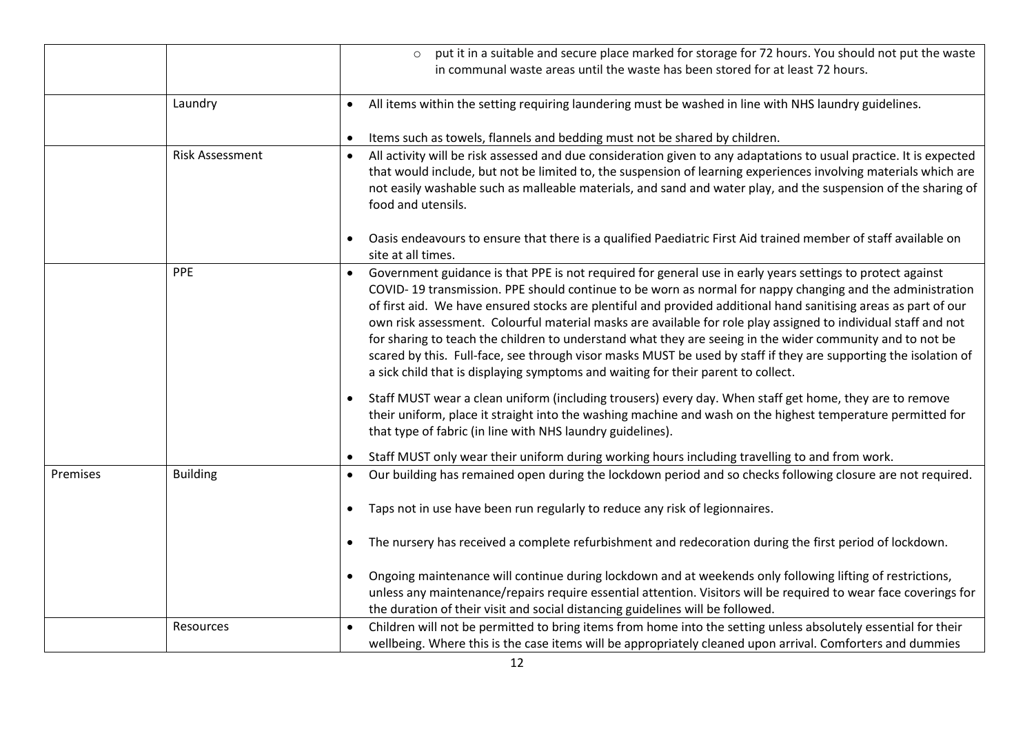| | | |
|---|---|---|
| | | ◦ put it in a suitable and secure place marked for storage for 72 hours. You should not put the waste in communal waste areas until the waste has been stored for at least 72 hours. |
| | Laundry | • All items within the setting requiring laundering must be washed in line with NHS laundry guidelines.<br><br>• Items such as towels, flannels and bedding must not be shared by children. |
| | Risk Assessment | • All activity will be risk assessed and due consideration given to any adaptations to usual practice. It is expected that would include, but not be limited to, the suspension of learning experiences involving materials which are not easily washable such as malleable materials, and sand and water play, and the suspension of the sharing of food and utensils.<br><br>• Oasis endeavours to ensure that there is a qualified Paediatric First Aid trained member of staff available on site at all times. |
| | PPE | • Government guidance is that PPE is not required for general use in early years settings to protect against COVID- 19 transmission. PPE should continue to be worn as normal for nappy changing and the administration of first aid. We have ensured stocks are plentiful and provided additional hand sanitising areas as part of our own risk assessment. Colourful material masks are available for role play assigned to individual staff and not for sharing to teach the children to understand what they are seeing in the wider community and to not be scared by this. Full-face, see through visor masks MUST be used by staff if they are supporting the isolation of a sick child that is displaying symptoms and waiting for their parent to collect.<br><br>• Staff MUST wear a clean uniform (including trousers) every day. When staff get home, they are to remove their uniform, place it straight into the washing machine and wash on the highest temperature permitted for that type of fabric (in line with NHS laundry guidelines).<br><br>• Staff MUST only wear their uniform during working hours including travelling to and from work. |
| Premises | Building | • Our building has remained open during the lockdown period and so checks following closure are not required.<br><br>• Taps not in use have been run regularly to reduce any risk of legionnaires.<br><br>• The nursery has received a complete refurbishment and redecoration during the first period of lockdown.<br><br>• Ongoing maintenance will continue during lockdown and at weekends only following lifting of restrictions, unless any maintenance/repairs require essential attention. Visitors will be required to wear face coverings for the duration of their visit and social distancing guidelines will be followed. |
| | Resources | • Children will not be permitted to bring items from home into the setting unless absolutely essential for their wellbeing. Where this is the case items will be appropriately cleaned upon arrival. Comforters and dummies |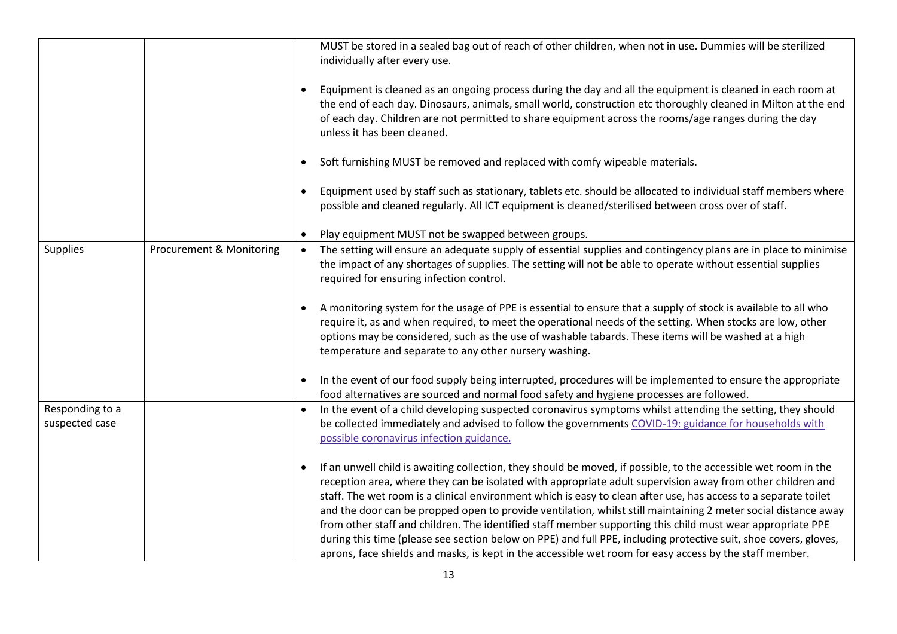| | | |
|---|---|---|
| | | MUST be stored in a sealed bag out of reach of other children, when not in use. Dummies will be sterilized individually after every use.<br><br>• Equipment is cleaned as an ongoing process during the day and all the equipment is cleaned in each room at the end of each day. Dinosaurs, animals, small world, construction etc thoroughly cleaned in Milton at the end of each day. Children are not permitted to share equipment across the rooms/age ranges during the day unless it has been cleaned.<br><br>• Soft furnishing MUST be removed and replaced with comfy wipeable materials.<br><br>• Equipment used by staff such as stationary, tablets etc. should be allocated to individual staff members where possible and cleaned regularly. All ICT equipment is cleaned/sterilised between cross over of staff.<br><br>• Play equipment MUST not be swapped between groups. |
| Supplies | Procurement & Monitoring | • The setting will ensure an adequate supply of essential supplies and contingency plans are in place to minimise the impact of any shortages of supplies. The setting will not be able to operate without essential supplies required for ensuring infection control.<br><br>• A monitoring system for the usage of PPE is essential to ensure that a supply of stock is available to all who require it, as and when required, to meet the operational needs of the setting. When stocks are low, other options may be considered, such as the use of washable tabards. These items will be washed at a high temperature and separate to any other nursery washing.<br><br>• In the event of our food supply being interrupted, procedures will be implemented to ensure the appropriate food alternatives are sourced and normal food safety and hygiene processes are followed. |
| Responding to a suspected case | | • In the event of a child developing suspected coronavirus symptoms whilst attending the setting, they should be collected immediately and advised to follow the governments COVID-19: guidance for households with possible coronavirus infection guidance.<br><br>• If an unwell child is awaiting collection, they should be moved, if possible, to the accessible wet room in the reception area, where they can be isolated with appropriate adult supervision away from other children and staff. The wet room is a clinical environment which is easy to clean after use, has access to a separate toilet and the door can be propped open to provide ventilation, whilst still maintaining 2 meter social distance away from other staff and children. The identified staff member supporting this child must wear appropriate PPE during this time (please see section below on PPE) and full PPE, including protective suit, shoe covers, gloves, aprons, face shields and masks, is kept in the accessible wet room for easy access by the staff member. |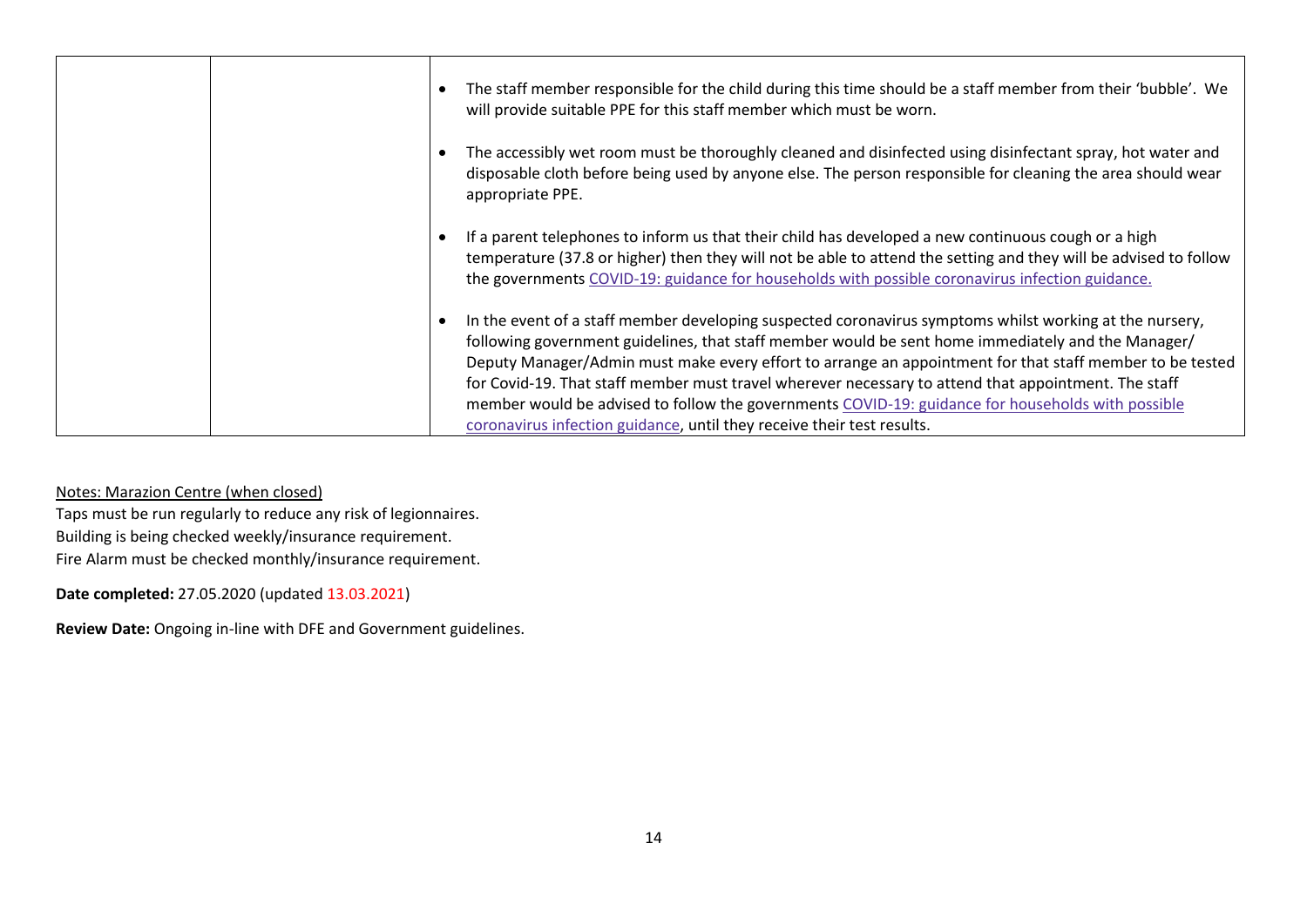| | | |
|---|---|---|
| | | • The staff member responsible for the child during this time should be a staff member from their 'bubble'. We will provide suitable PPE for this staff member which must be worn.<br><br>• The accessibly wet room must be thoroughly cleaned and disinfected using disinfectant spray, hot water and disposable cloth before being used by anyone else. The person responsible for cleaning the area should wear appropriate PPE.<br><br>• If a parent telephones to inform us that their child has developed a new continuous cough or a high temperature (37.8 or higher) then they will not be able to attend the setting and they will be advised to follow the governments COVID-19: guidance for households with possible coronavirus infection guidance.<br><br>• In the event of a staff member developing suspected coronavirus symptoms whilst working at the nursery, following government guidelines, that staff member would be sent home immediately and the Manager/ Deputy Manager/Admin must make every effort to arrange an appointment for that staff member to be tested for Covid-19. That staff member must travel wherever necessary to attend that appointment. The staff member would be advised to follow the governments COVID-19: guidance for households with possible coronavirus infection guidance, until they receive their test results. |

Notes: Marazion Centre (when closed)

Taps must be run regularly to reduce any risk of legionnaires.
Building is being checked weekly/insurance requirement.
Fire Alarm must be checked monthly/insurance requirement.

**Date completed:** 27.05.2020 (updated 13.03.2021)

**Review Date:** Ongoing in-line with DFE and Government guidelines.